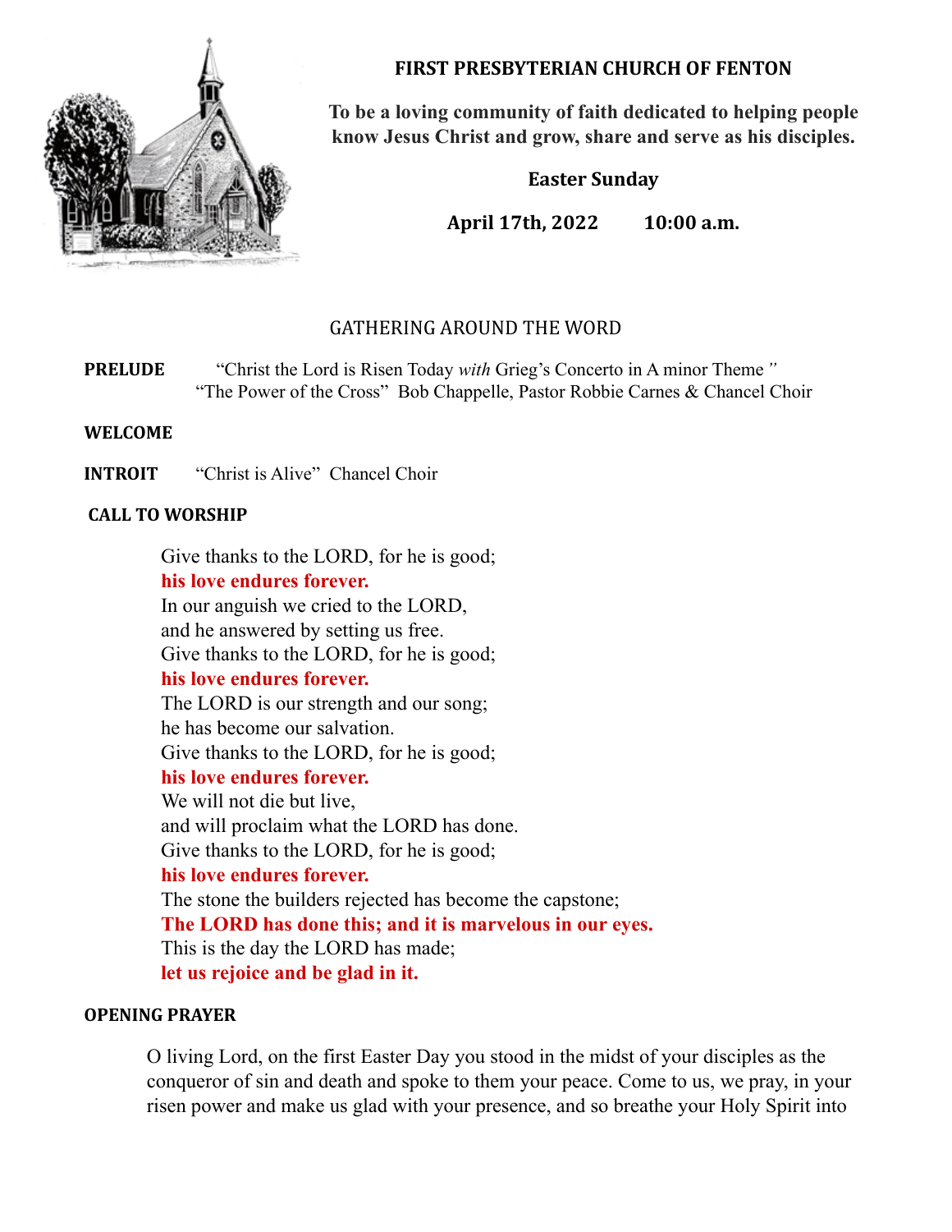# FIRST PRESBYTERIAN CHURCH OF FENTON

**To be a loving community of faith dedicated to helping people know Jesus Christ and grow, share and serve as his disciples.**

**Easter Sunday**

**April 17th, 2022 10:00 a.m.**

## GATHERING AROUND THE WORD

**PRELUDE** "Christ the Lord is Risen Today *with* Grieg's Concerto in A minor Theme*"*
"The Power of the Cross" Bob Chappelle, Pastor Robbie Carnes & Chancel Choir

**WELCOME**

**INTROIT** "Christ is Alive" Chancel Choir

**CALL TO WORSHIP**

Give thanks to the LORD, for he is good;
**his love endures forever.**
In our anguish we cried to the LORD,
and he answered by setting us free.
Give thanks to the LORD, for he is good;
**his love endures forever.**
The LORD is our strength and our song;
he has become our salvation.
Give thanks to the LORD, for he is good;
**his love endures forever.**
We will not die but live,
and will proclaim what the LORD has done.
Give thanks to the LORD, for he is good;
**his love endures forever.**
The stone the builders rejected has become the capstone;
**The LORD has done this; and it is marvelous in our eyes.**
This is the day the LORD has made;
**let us rejoice and be glad in it.**

**OPENING PRAYER**

O living Lord, on the first Easter Day you stood in the midst of your disciples as the conqueror of sin and death and spoke to them your peace. Come to us, we pray, in your risen power and make us glad with your presence, and so breathe your Holy Spirit into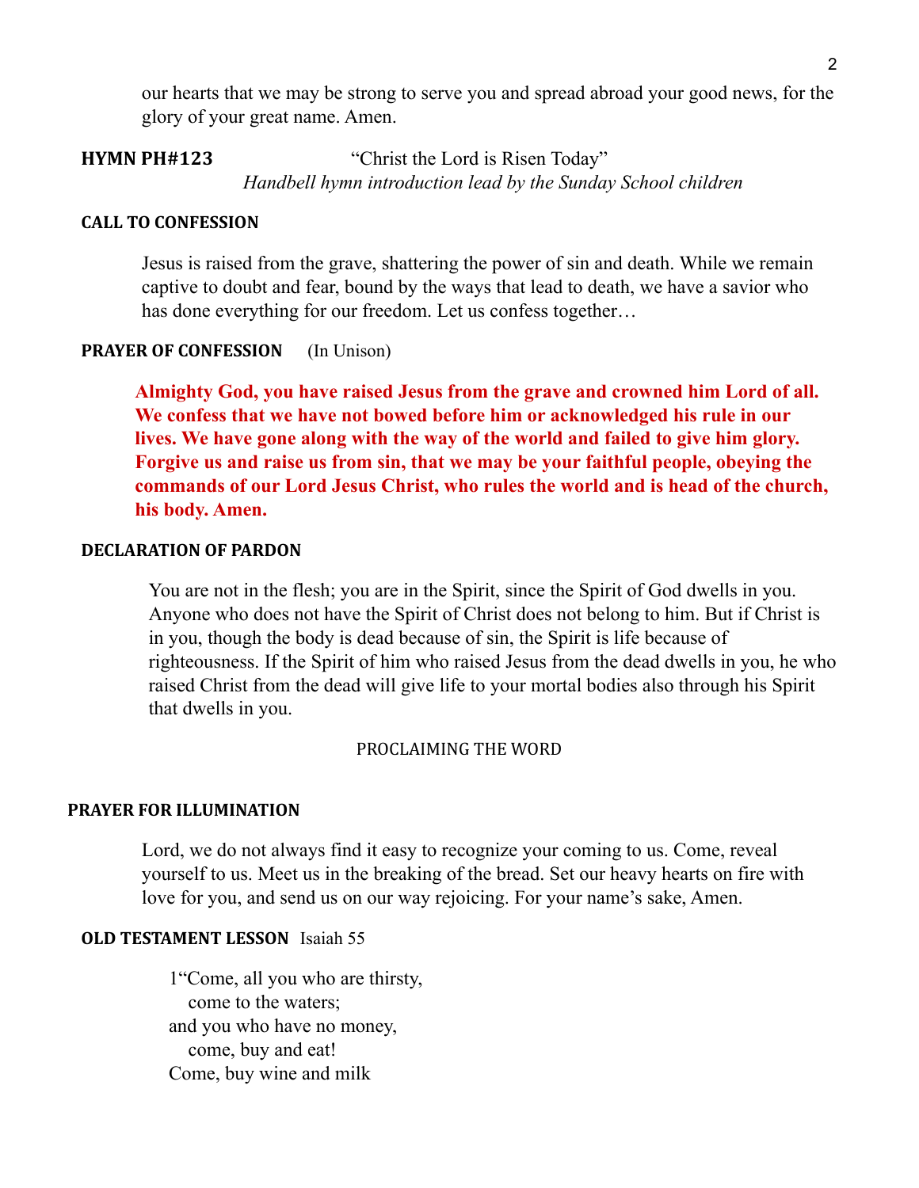our hearts that we may be strong to serve you and spread abroad your good news, for the glory of your great name. Amen.

**HYMN PH#123** "Christ the Lord is Risen Today"
*Handbell hymn introduction lead by the Sunday School children*

**CALL TO CONFESSION**

Jesus is raised from the grave, shattering the power of sin and death. While we remain captive to doubt and fear, bound by the ways that lead to death, we have a savior who has done everything for our freedom. Let us confess together…

**PRAYER OF CONFESSION** (In Unison)

**Almighty God, you have raised Jesus from the grave and crowned him Lord of all. We confess that we have not bowed before him or acknowledged his rule in our lives. We have gone along with the way of the world and failed to give him glory. Forgive us and raise us from sin, that we may be your faithful people, obeying the commands of our Lord Jesus Christ, who rules the world and is head of the church, his body. Amen.**

**DECLARATION OF PARDON**

You are not in the flesh; you are in the Spirit, since the Spirit of God dwells in you. Anyone who does not have the Spirit of Christ does not belong to him. But if Christ is in you, though the body is dead because of sin, the Spirit is life because of righteousness. If the Spirit of him who raised Jesus from the dead dwells in you, he who raised Christ from the dead will give life to your mortal bodies also through his Spirit that dwells in you.

PROCLAIMING THE WORD

**PRAYER FOR ILLUMINATION**

Lord, we do not always find it easy to recognize your coming to us. Come, reveal yourself to us. Meet us in the breaking of the bread. Set our heavy hearts on fire with love for you, and send us on our way rejoicing. For your name's sake, Amen.

**OLD TESTAMENT LESSON** Isaiah 55

1"Come, all you who are thirsty,
come to the waters;
and you who have no money,
come, buy and eat!
Come, buy wine and milk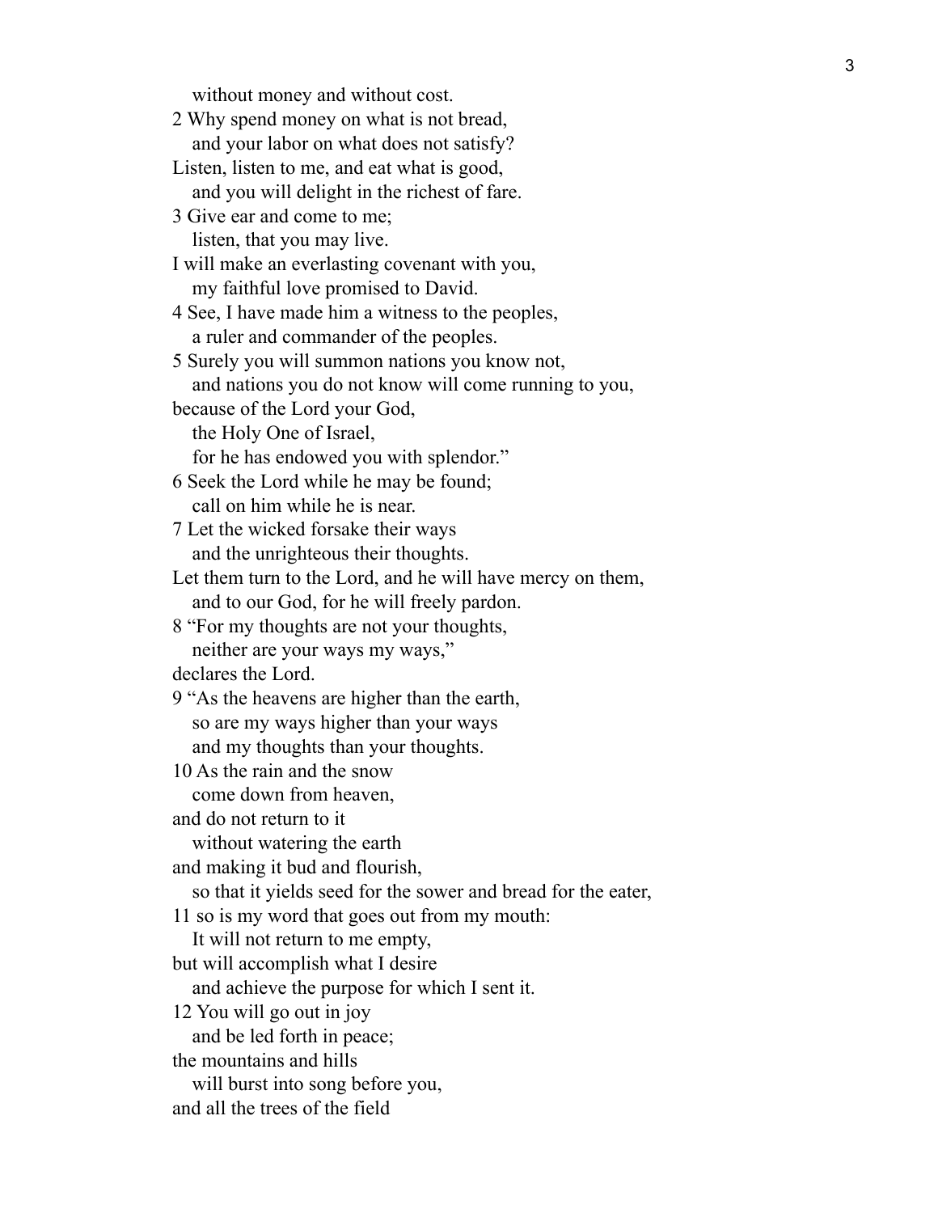without money and without cost.  
2 Why spend money on what is not bread,  
and your labor on what does not satisfy?  
Listen, listen to me, and eat what is good,  
and you will delight in the richest of fare.  
3 Give ear and come to me;  
listen, that you may live.  
I will make an everlasting covenant with you,  
my faithful love promised to David.  
4 See, I have made him a witness to the peoples,  
a ruler and commander of the peoples.  
5 Surely you will summon nations you know not,  
and nations you do not know will come running to you,  
because of the Lord your God,  
the Holy One of Israel,  
for he has endowed you with splendor."  
6 Seek the Lord while he may be found;  
call on him while he is near.  
7 Let the wicked forsake their ways  
and the unrighteous their thoughts.  
Let them turn to the Lord, and he will have mercy on them,  
and to our God, for he will freely pardon.  
8 "For my thoughts are not your thoughts,  
neither are your ways my ways,"  
declares the Lord.  
9 "As the heavens are higher than the earth,  
so are my ways higher than your ways  
and my thoughts than your thoughts.  
10 As the rain and the snow  
come down from heaven,  
and do not return to it  
without watering the earth  
and making it bud and flourish,  
so that it yields seed for the sower and bread for the eater,  
11 so is my word that goes out from my mouth:  
It will not return to me empty,  
but will accomplish what I desire  
and achieve the purpose for which I sent it.  
12 You will go out in joy  
and be led forth in peace;  
the mountains and hills  
will burst into song before you,  
and all the trees of the field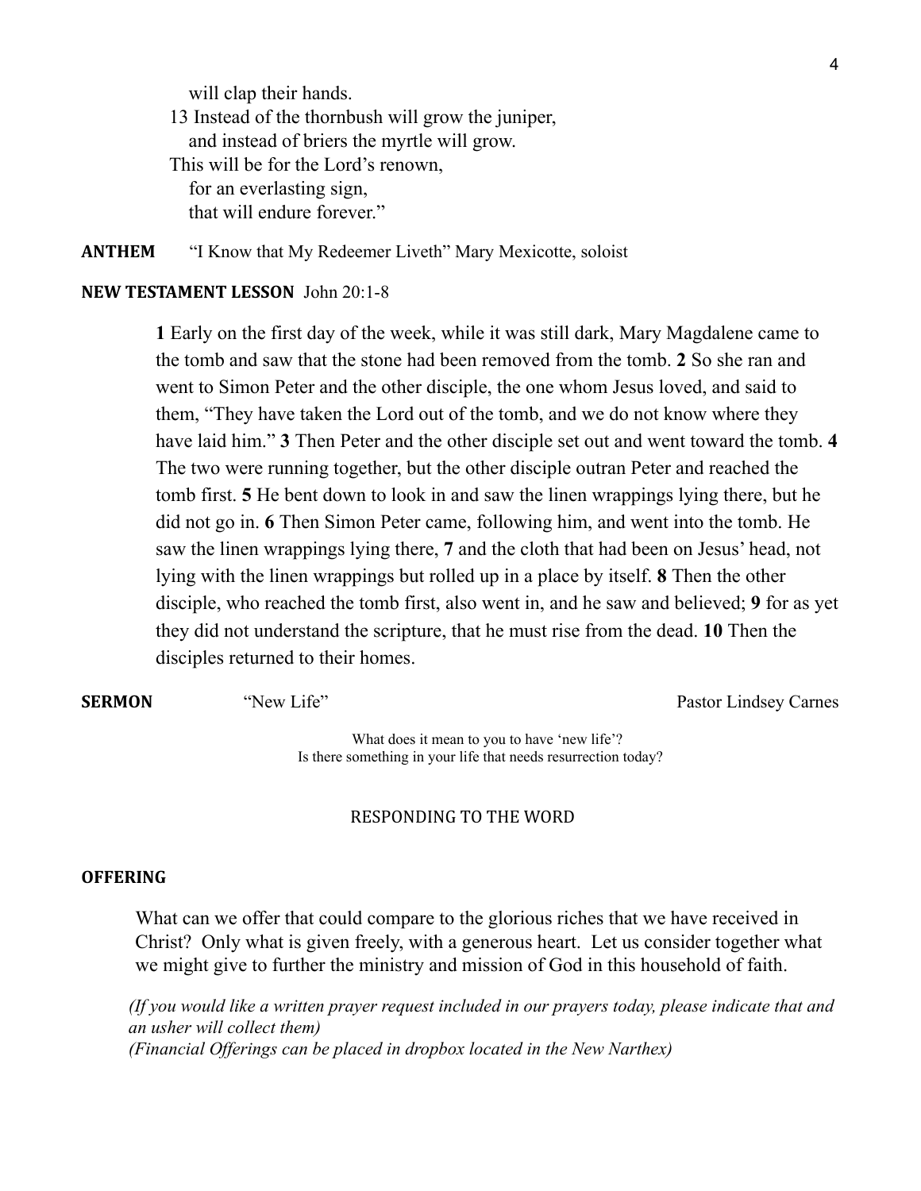will clap their hands.
13 Instead of the thornbush will grow the juniper,
and instead of briers the myrtle will grow.
This will be for the Lord's renown,
for an everlasting sign,
that will endure forever."

**ANTHEM** "I Know that My Redeemer Liveth" Mary Mexicotte, soloist

**NEW TESTAMENT LESSON** John 20:1-8

**1** Early on the first day of the week, while it was still dark, Mary Magdalene came to the tomb and saw that the stone had been removed from the tomb. **2** So she ran and went to Simon Peter and the other disciple, the one whom Jesus loved, and said to them, "They have taken the Lord out of the tomb, and we do not know where they have laid him." **3** Then Peter and the other disciple set out and went toward the tomb. **4** The two were running together, but the other disciple outran Peter and reached the tomb first. **5** He bent down to look in and saw the linen wrappings lying there, but he did not go in. **6** Then Simon Peter came, following him, and went into the tomb. He saw the linen wrappings lying there, **7** and the cloth that had been on Jesus' head, not lying with the linen wrappings but rolled up in a place by itself. **8** Then the other disciple, who reached the tomb first, also went in, and he saw and believed; **9** for as yet they did not understand the scripture, that he must rise from the dead. **10** Then the disciples returned to their homes.

**SERMON** "New Life" Pastor Lindsey Carnes

What does it mean to you to have 'new life'?
Is there something in your life that needs resurrection today?

RESPONDING TO THE WORD

**OFFERING**

What can we offer that could compare to the glorious riches that we have received in Christ? Only what is given freely, with a generous heart. Let us consider together what we might give to further the ministry and mission of God in this household of faith.

*(If you would like a written prayer request included in our prayers today, please indicate that and an usher will collect them)*
*(Financial Offerings can be placed in dropbox located in the New Narthex)*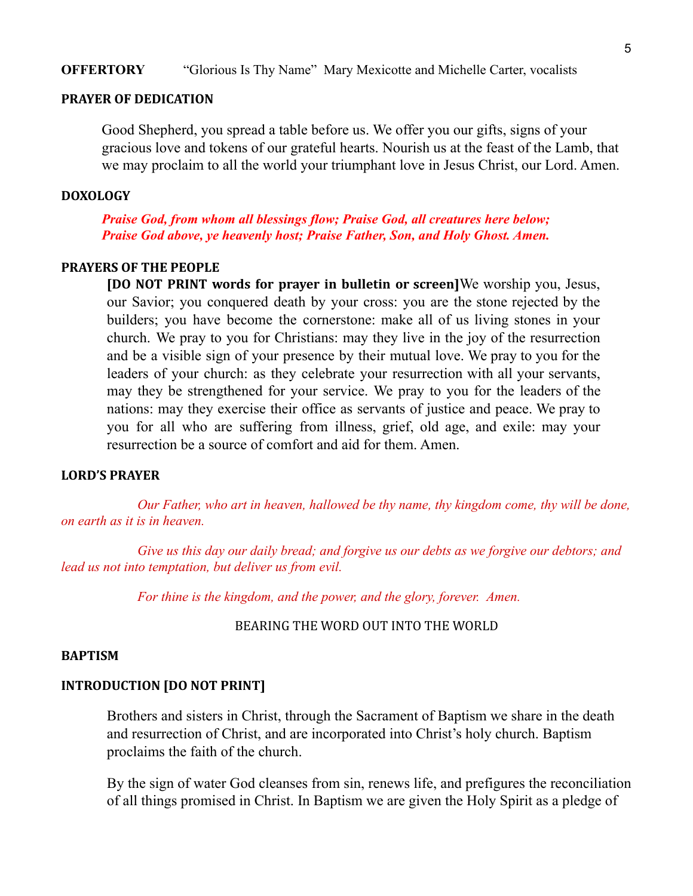**OFFERTORY** "Glorious Is Thy Name" Mary Mexicotte and Michelle Carter, vocalists

**PRAYER OF DEDICATION**

Good Shepherd, you spread a table before us. We offer you our gifts, signs of your gracious love and tokens of our grateful hearts. Nourish us at the feast of the Lamb, that we may proclaim to all the world your triumphant love in Jesus Christ, our Lord. Amen.

**DOXOLOGY**

***Praise God, from whom all blessings flow; Praise God, all creatures here below; Praise God above, ye heavenly host; Praise Father, Son, and Holy Ghost. Amen.***

**PRAYERS OF THE PEOPLE**

**[DO NOT PRINT words for prayer in bulletin or screen]**We worship you, Jesus, our Savior; you conquered death by your cross: you are the stone rejected by the builders; you have become the cornerstone: make all of us living stones in your church. We pray to you for Christians: may they live in the joy of the resurrection and be a visible sign of your presence by their mutual love. We pray to you for the leaders of your church: as they celebrate your resurrection with all your servants, may they be strengthened for your service. We pray to you for the leaders of the nations: may they exercise their office as servants of justice and peace. We pray to you for all who are suffering from illness, grief, old age, and exile: may your resurrection be a source of comfort and aid for them. Amen.

**LORD'S PRAYER**

*Our Father, who art in heaven, hallowed be thy name, thy kingdom come, thy will be done, on earth as it is in heaven.*

*Give us this day our daily bread; and forgive us our debts as we forgive our debtors; and lead us not into temptation, but deliver us from evil.*

*For thine is the kingdom, and the power, and the glory, forever. Amen.*

BEARING THE WORD OUT INTO THE WORLD

**BAPTISM**

**INTRODUCTION [DO NOT PRINT]**

Brothers and sisters in Christ, through the Sacrament of Baptism we share in the death and resurrection of Christ, and are incorporated into Christ's holy church. Baptism proclaims the faith of the church.

By the sign of water God cleanses from sin, renews life, and prefigures the reconciliation of all things promised in Christ. In Baptism we are given the Holy Spirit as a pledge of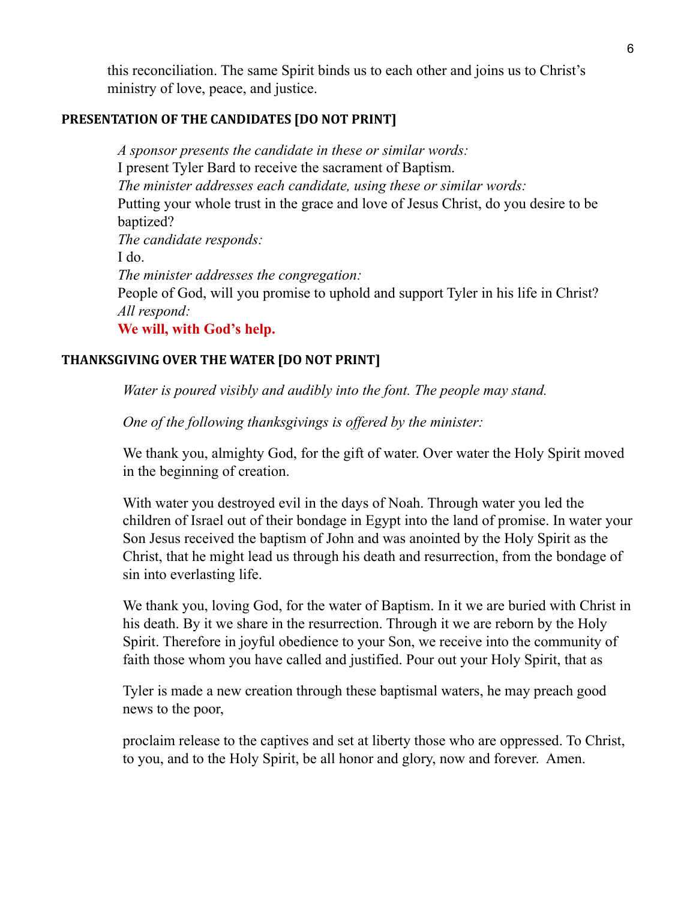this reconciliation. The same Spirit binds us to each other and joins us to Christ's ministry of love, peace, and justice.

## PRESENTATION OF THE CANDIDATES [DO NOT PRINT]

*A sponsor presents the candidate in these or similar words:*
I present Tyler Bard to receive the sacrament of Baptism.
*The minister addresses each candidate, using these or similar words:*
Putting your whole trust in the grace and love of Jesus Christ, do you desire to be baptized?
*The candidate responds:*
I do.
*The minister addresses the congregation:*
People of God, will you promise to uphold and support Tyler in his life in Christ?
*All respond:*
**We will, with God's help.**

## THANKSGIVING OVER THE WATER [DO NOT PRINT]

*Water is poured visibly and audibly into the font. The people may stand.*

*One of the following thanksgivings is offered by the minister:*

We thank you, almighty God, for the gift of water. Over water the Holy Spirit moved in the beginning of creation.

With water you destroyed evil in the days of Noah. Through water you led the children of Israel out of their bondage in Egypt into the land of promise. In water your Son Jesus received the baptism of John and was anointed by the Holy Spirit as the Christ, that he might lead us through his death and resurrection, from the bondage of sin into everlasting life.

We thank you, loving God, for the water of Baptism. In it we are buried with Christ in his death. By it we share in the resurrection. Through it we are reborn by the Holy Spirit. Therefore in joyful obedience to your Son, we receive into the community of faith those whom you have called and justified. Pour out your Holy Spirit, that as

Tyler is made a new creation through these baptismal waters, he may preach good news to the poor,

proclaim release to the captives and set at liberty those who are oppressed. To Christ, to you, and to the Holy Spirit, be all honor and glory, now and forever. Amen.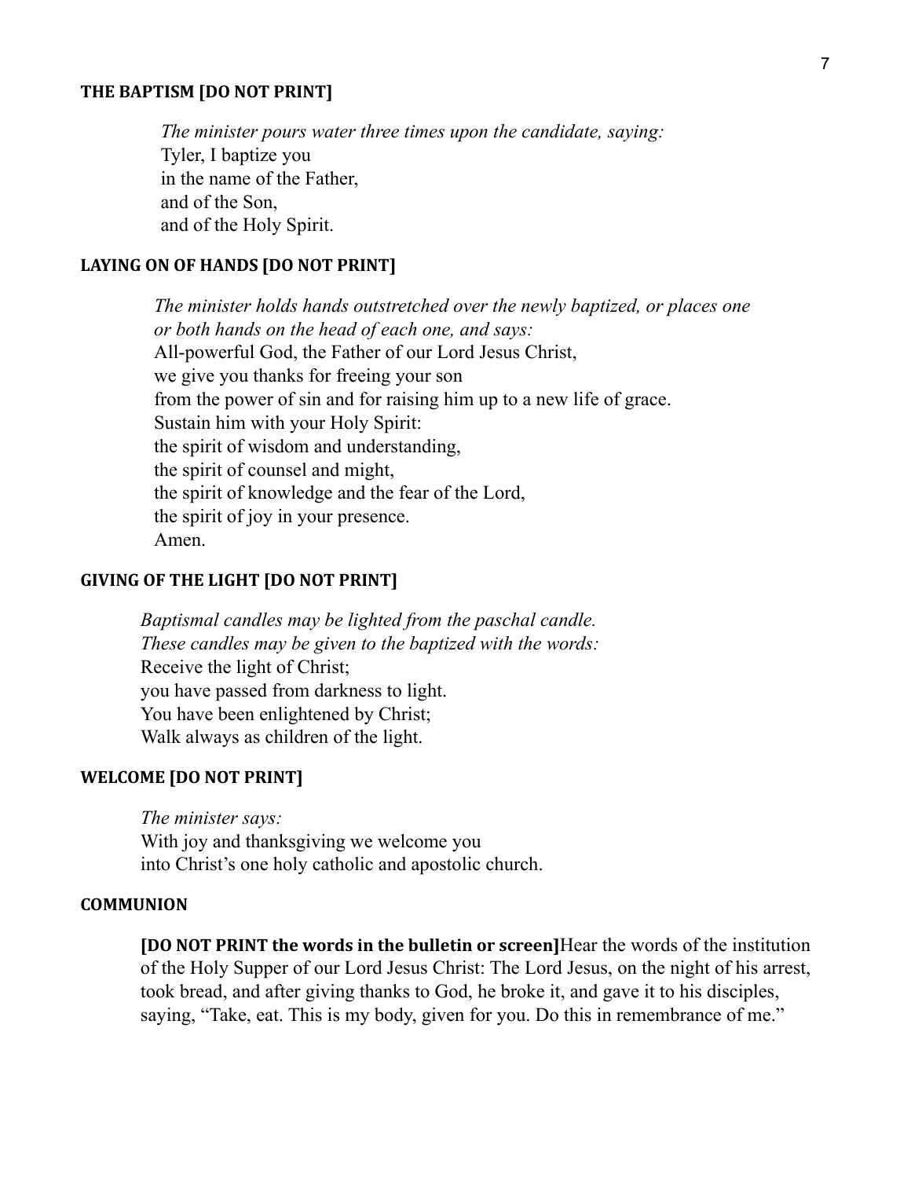### THE BAPTISM [DO NOT PRINT]

*The minister pours water three times upon the candidate, saying:*
Tyler, I baptize you
in the name of the Father,
and of the Son,
and of the Holy Spirit.

### LAYING ON OF HANDS [DO NOT PRINT]

*The minister holds hands outstretched over the newly baptized, or places one or both hands on the head of each one, and says:*
All-powerful God, the Father of our Lord Jesus Christ,
we give you thanks for freeing your son
from the power of sin and for raising him up to a new life of grace.
Sustain him with your Holy Spirit:
the spirit of wisdom and understanding,
the spirit of counsel and might,
the spirit of knowledge and the fear of the Lord,
the spirit of joy in your presence.
Amen.

### GIVING OF THE LIGHT [DO NOT PRINT]

*Baptismal candles may be lighted from the paschal candle.*
*These candles may be given to the baptized with the words:*
Receive the light of Christ;
you have passed from darkness to light.
You have been enlightened by Christ;
Walk always as children of the light.

### WELCOME [DO NOT PRINT]

*The minister says:*
With joy and thanksgiving we welcome you
into Christ's one holy catholic and apostolic church.

### COMMUNION

**[DO NOT PRINT the words in the bulletin or screen]**Hear the words of the institution of the Holy Supper of our Lord Jesus Christ: The Lord Jesus, on the night of his arrest, took bread, and after giving thanks to God, he broke it, and gave it to his disciples, saying, "Take, eat. This is my body, given for you. Do this in remembrance of me."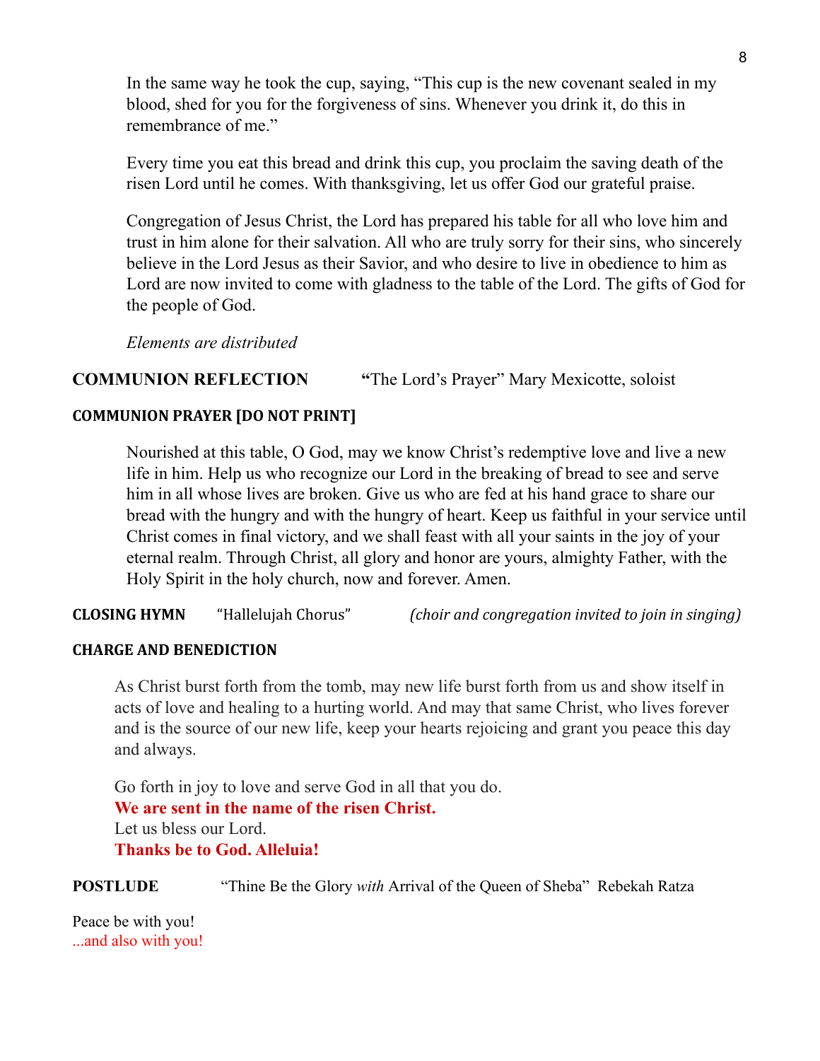In the same way he took the cup, saying, "This cup is the new covenant sealed in my blood, shed for you for the forgiveness of sins. Whenever you drink it, do this in remembrance of me."

Every time you eat this bread and drink this cup, you proclaim the saving death of the risen Lord until he comes. With thanksgiving, let us offer God our grateful praise.

Congregation of Jesus Christ, the Lord has prepared his table for all who love him and trust in him alone for their salvation. All who are truly sorry for their sins, who sincerely believe in the Lord Jesus as their Savior, and who desire to live in obedience to him as Lord are now invited to come with gladness to the table of the Lord. The gifts of God for the people of God.

*Elements are distributed*

**COMMUNION REFLECTION** **"**The Lord's Prayer" Mary Mexicotte, soloist

**COMMUNION PRAYER [DO NOT PRINT]**

Nourished at this table, O God, may we know Christ's redemptive love and live a new life in him. Help us who recognize our Lord in the breaking of bread to see and serve him in all whose lives are broken. Give us who are fed at his hand grace to share our bread with the hungry and with the hungry of heart. Keep us faithful in your service until Christ comes in final victory, and we shall feast with all your saints in the joy of your eternal realm. Through Christ, all glory and honor are yours, almighty Father, with the Holy Spirit in the holy church, now and forever. Amen.

**CLOSING HYMN** "Hallelujah Chorus" *(choir and congregation invited to join in singing)*

**CHARGE AND BENEDICTION**

As Christ burst forth from the tomb, may new life burst forth from us and show itself in acts of love and healing to a hurting world. And may that same Christ, who lives forever and is the source of our new life, keep your hearts rejoicing and grant you peace this day and always.

Go forth in joy to love and serve God in all that you do.
**We are sent in the name of the risen Christ.**
Let us bless our Lord.
**Thanks be to God. Alleluia!**

**POSTLUDE** "Thine Be the Glory *with* Arrival of the Queen of Sheba" Rebekah Ratza

Peace be with you!
...and also with you!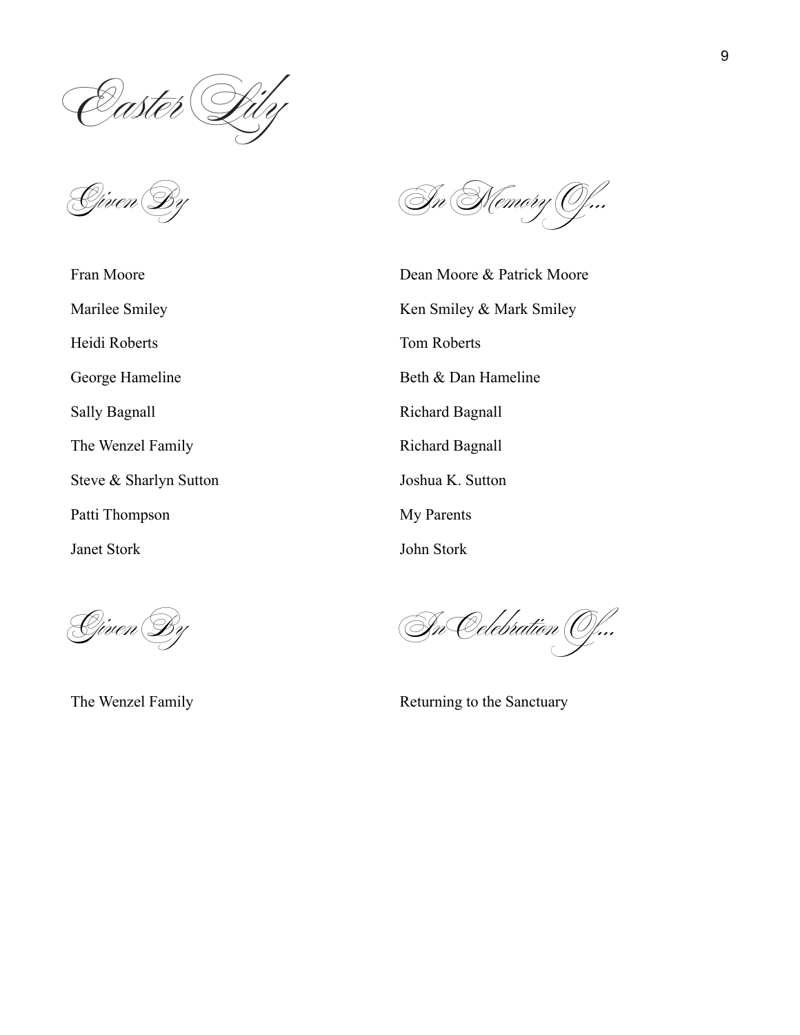# Easter Lily

| Given By | In Memory Of... |
| --- | --- |
| Fran Moore | Dean Moore & Patrick Moore |
| Marilee Smiley | Ken Smiley & Mark Smiley |
| Heidi Roberts | Tom Roberts |
| George Hameline | Beth & Dan Hameline |
| Sally Bagnall | Richard Bagnall |
| The Wenzel Family | Richard Bagnall |
| Steve & Sharlyn Sutton | Joshua K. Sutton |
| Patti Thompson | My Parents |
| Janet Stork | John Stork |

| Given By | In Celebration Of... |
| --- | --- |
| The Wenzel Family | Returning to the Sanctuary |